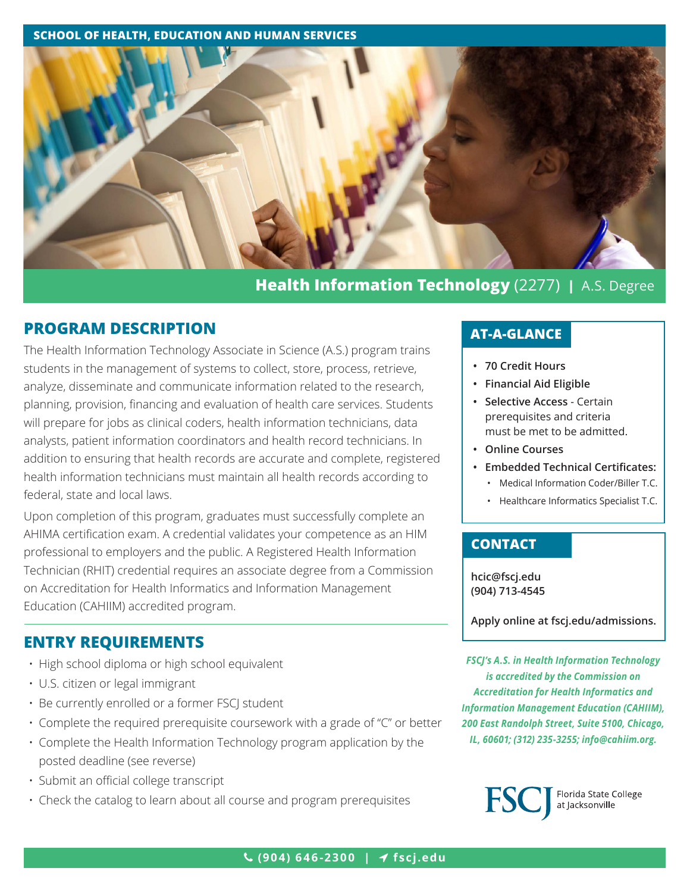SCHOOL OF HEALTH, EDUCATION AND HUMAN SERVICES

# **Health Information Technology** (2277) | A.S. Degree

## PROGRAM DESCRIPTION

The Health Information Technology Associate in Science (A.S.) program trains students in the management of systems to collect, store, process, retrieve, analyze, disseminate and communicate information related to the research, planning, provision, financing and evaluation of health care services. Students will prepare for jobs as clinical coders, health information technicians, data analysts, patient information coordinators and health record technicians. In addition to ensuring that health records are accurate and complete, registered health information technicians must maintain all health records according to federal, state and local laws.

Upon completion of this program, graduates must successfully complete an AHIMA certification exam. A credential validates your competence as an HIM professional to employers and the public. A Registered Health Information Technician (RHIT) credential requires an associate degree from a Commission on Accreditation for Health Informatics and Information Management Education (CAHIIM) accredited program.

## ENTRY REQUIREMENTS

- High school diploma or high school equivalent
- U.S. citizen or legal immigrant
- Be currently enrolled or a former FSCJ student
- Complete the required prerequisite coursework with a grade of "C" or better
- Complete the Health Information Technology program application by the posted deadline (see reverse)
- Submit an official college transcript
- Check the catalog to learn about all course and program prerequisites

## AT-A-GLANCE

- **70 Credit Hours**
- **Financial Aid Eligible**
- **Selective Access** - Certain prerequisites and criteria must be met to be admitted.
- **Online Courses**
- **Embedded Technical Certificates:**
  - Medical Information Coder/Biller T.C.
  - Healthcare Informatics Specialist T.C.

## CONTACT

**hcic@fscj.edu**
**(904) 713-4545**

**Apply online at fscj.edu/admissions.**

***FSCJ's A.S. in Health Information Technology is accredited by the Commission on Accreditation for Health Informatics and Information Management Education (CAHIIM), 200 East Randolph Street, Suite 5100, Chicago, IL, 60601; (312) 235-3255; info@cahiim.org.***

FSCJ Florida State College at Jacksonville

**(904) 646-2300 | fscj.edu**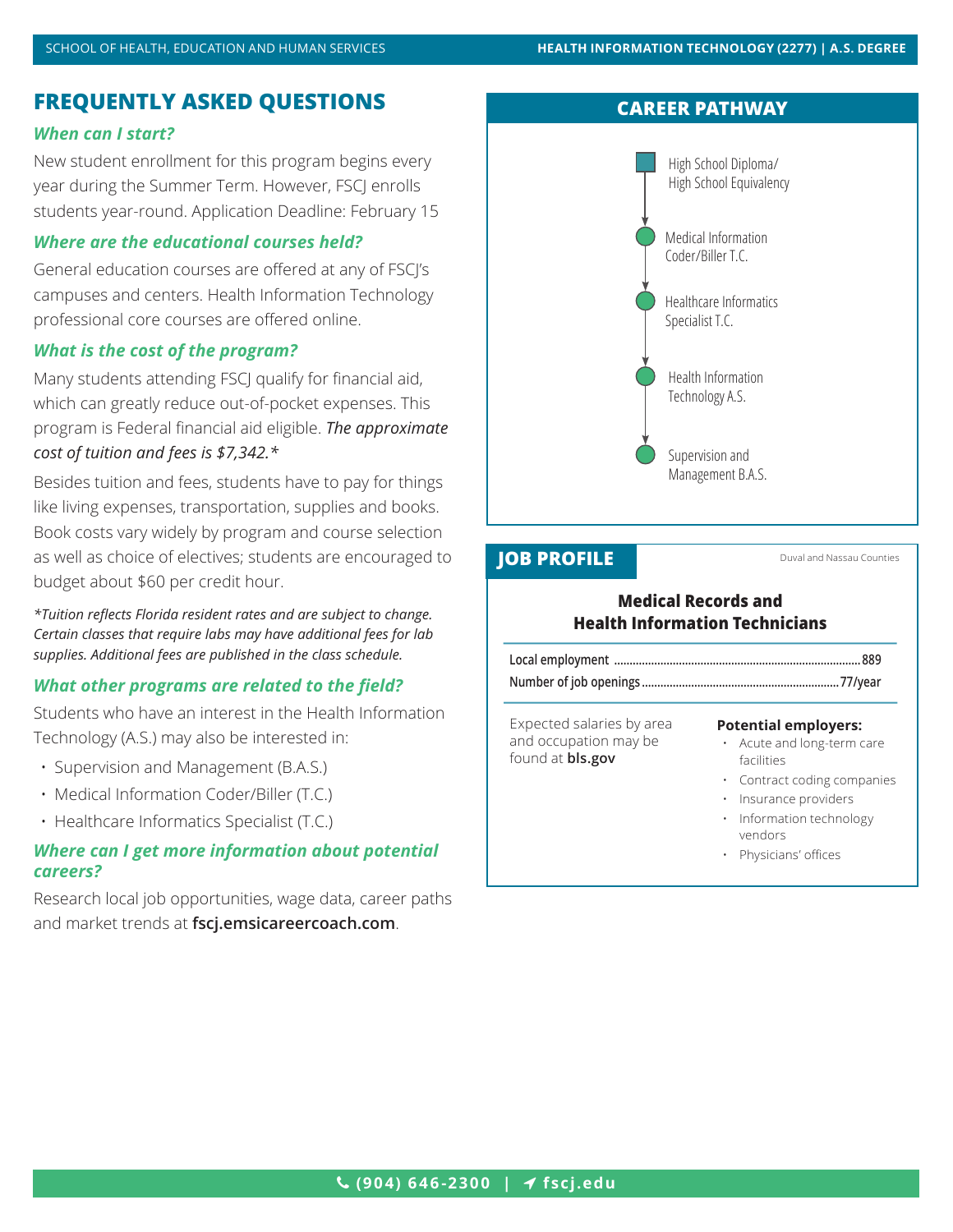## FREQUENTLY ASKED QUESTIONS

### *When can I start?*

New student enrollment for this program begins every year during the Summer Term. However, FSCJ enrolls students year-round. Application Deadline: February 15

### *Where are the educational courses held?*

General education courses are offered at any of FSCJ's campuses and centers. Health Information Technology professional core courses are offered online.

### *What is the cost of the program?*

Many students attending FSCJ qualify for financial aid, which can greatly reduce out-of-pocket expenses. This program is Federal financial aid eligible. *The approximate cost of tuition and fees is $7,342.**

Besides tuition and fees, students have to pay for things like living expenses, transportation, supplies and books. Book costs vary widely by program and course selection as well as choice of electives; students are encouraged to budget about $60 per credit hour.

*\*Tuition reflects Florida resident rates and are subject to change. Certain classes that require labs may have additional fees for lab supplies. Additional fees are published in the class schedule.*

### *What other programs are related to the field?*

Students who have an interest in the Health Information Technology (A.S.) may also be interested in:

- Supervision and Management (B.A.S.)
- Medical Information Coder/Biller (T.C.)
- Healthcare Informatics Specialist (T.C.)

### *Where can I get more information about potential careers?*

Research local job opportunities, wage data, career paths and market trends at **fscj.emsicareercoach.com**.

## CAREER PATHWAY

High School Diploma/ High School Equivalency

Medical Information Coder/Biller T.C.

Healthcare Informatics Specialist T.C.

Health Information Technology A.S.

Supervision and Management B.A.S.

## JOB PROFILE

Duval and Nassau Counties

### Medical Records and Health Information Technicians

| | |
|---|---|
| Local employment | 889 |
| Number of job openings | 77/year |

Expected salaries by area and occupation may be found at **bls.gov**

**Potential employers:**

- Acute and long-term care facilities
- Contract coding companies
- Insurance providers
- Information technology vendors
- Physicians' offices

(904) 646-2300 | fscj.edu